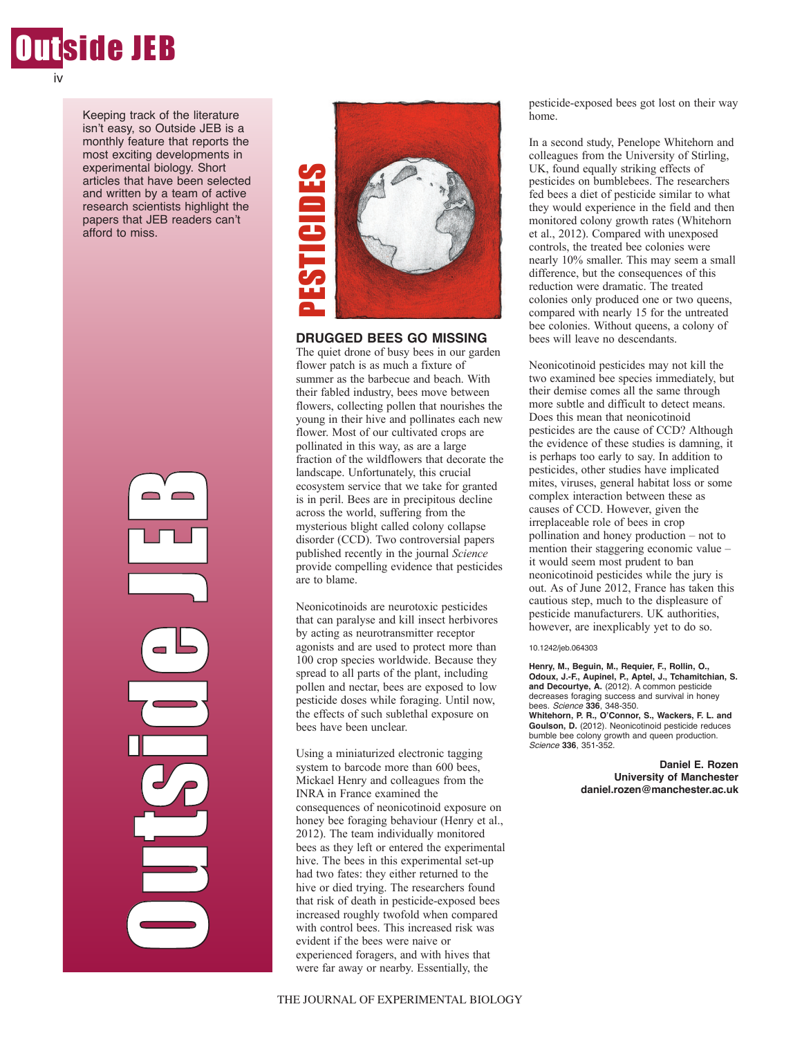Keeping track of the literature isn't easy, so Outside JEB is a monthly feature that reports the most exciting developments in experimental biology. Short articles that have been selected and written by a team of active research scientists highlight the papers that JEB readers can't afford to miss.

# PESTICIDES

## DRUGGED BEES GO MISSING

The quiet drone of busy bees in our garden flower patch is as much a fixture of summer as the barbecue and beach. With their fabled industry, bees move between flowers, collecting pollen that nourishes the young in their hive and pollinates each new flower. Most of our cultivated crops are pollinated in this way, as are a large fraction of the wildflowers that decorate the landscape. Unfortunately, this crucial ecosystem service that we take for granted is in peril. Bees are in precipitous decline across the world, suffering from the mysterious blight called colony collapse disorder (CCD). Two controversial papers published recently in the journal *Science* provide compelling evidence that pesticides are to blame.

Neonicotinoids are neurotoxic pesticides that can paralyse and kill insect herbivores by acting as neurotransmitter receptor agonists and are used to protect more than 100 crop species worldwide. Because they spread to all parts of the plant, including pollen and nectar, bees are exposed to low pesticide doses while foraging. Until now, the effects of such sublethal exposure on bees have been unclear.

Using a miniaturized electronic tagging system to barcode more than 600 bees, Mickael Henry and colleagues from the INRA in France examined the consequences of neonicotinoid exposure on honey bee foraging behaviour (Henry et al., 2012). The team individually monitored bees as they left or entered the experimental hive. The bees in this experimental set-up had two fates: they either returned to the hive or died trying. The researchers found that risk of death in pesticide-exposed bees increased roughly twofold when compared with control bees. This increased risk was evident if the bees were naive or experienced foragers, and with hives that were far away or nearby. Essentially, the pesticide-exposed bees got lost on their way home.

In a second study, Penelope Whitehorn and colleagues from the University of Stirling, UK, found equally striking effects of pesticides on bumblebees. The researchers fed bees a diet of pesticide similar to what they would experience in the field and then monitored colony growth rates (Whitehorn et al., 2012). Compared with unexposed controls, the treated bee colonies were nearly 10% smaller. This may seem a small difference, but the consequences of this reduction were dramatic. The treated colonies only produced one or two queens, compared with nearly 15 for the untreated bee colonies. Without queens, a colony of bees will leave no descendants.

Neonicotinoid pesticides may not kill the two examined bee species immediately, but their demise comes all the same through more subtle and difficult to detect means. Does this mean that neonicotinoid pesticides are the cause of CCD? Although the evidence of these studies is damning, it is perhaps too early to say. In addition to pesticides, other studies have implicated mites, viruses, general habitat loss or some complex interaction between these as causes of CCD. However, given the irreplaceable role of bees in crop pollination and honey production – not to mention their staggering economic value – it would seem most prudent to ban neonicotinoid pesticides while the jury is out. As of June 2012, France has taken this cautious step, much to the displeasure of pesticide manufacturers. UK authorities, however, are inexplicably yet to do so.

10.1242/jeb.064303

**Henry, M., Beguin, M., Requier, F., Rollin, O., Odoux, J.-F., Aupinel, P., Aptel, J., Tchamitchian, S. and Decourtye, A.** (2012). A common pesticide decreases foraging success and survival in honey bees. *Science* **336**, 348-350.

**Whitehorn, P. R., O'Connor, S., Wackers, F. L. and Goulson, D.** (2012). Neonicotinoid pesticide reduces bumble bee colony growth and queen production. *Science* **336**, 351-352.

**Daniel E. Rozen**
**University of Manchester**
**daniel.rozen@manchester.ac.uk**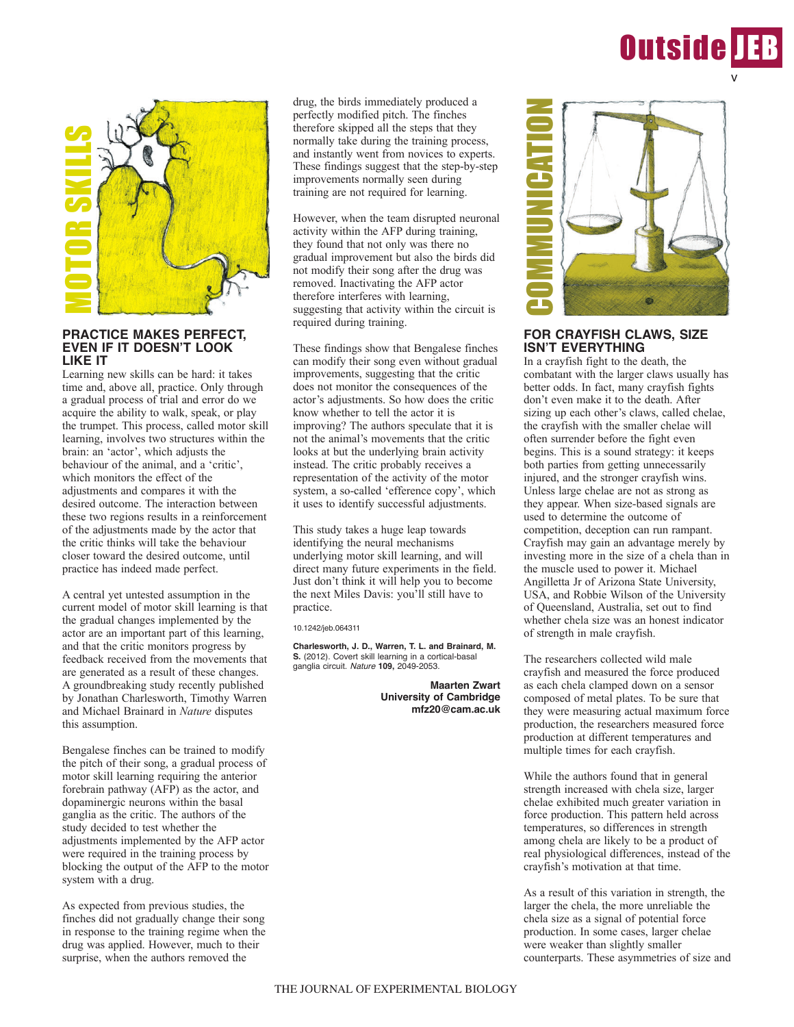## MOTOR SKILLS

### PRACTICE MAKES PERFECT, EVEN IF IT DOESN'T LOOK LIKE IT

Learning new skills can be hard: it takes time and, above all, practice. Only through a gradual process of trial and error do we acquire the ability to walk, speak, or play the trumpet. This process, called motor skill learning, involves two structures within the brain: an 'actor', which adjusts the behaviour of the animal, and a 'critic', which monitors the effect of the adjustments and compares it with the desired outcome. The interaction between these two regions results in a reinforcement of the adjustments made by the actor that the critic thinks will take the behaviour closer toward the desired outcome, until practice has indeed made perfect.

A central yet untested assumption in the current model of motor skill learning is that the gradual changes implemented by the actor are an important part of this learning, and that the critic monitors progress by feedback received from the movements that are generated as a result of these changes. A groundbreaking study recently published by Jonathan Charlesworth, Timothy Warren and Michael Brainard in *Nature* disputes this assumption.

Bengalese finches can be trained to modify the pitch of their song, a gradual process of motor skill learning requiring the anterior forebrain pathway (AFP) as the actor, and dopaminergic neurons within the basal ganglia as the critic. The authors of the study decided to test whether the adjustments implemented by the AFP actor were required in the training process by blocking the output of the AFP to the motor system with a drug.

As expected from previous studies, the finches did not gradually change their song in response to the training regime when the drug was applied. However, much to their surprise, when the authors removed the drug, the birds immediately produced a perfectly modified pitch. The finches therefore skipped all the steps that they normally take during the training process, and instantly went from novices to experts. These findings suggest that the step-by-step improvements normally seen during training are not required for learning.

However, when the team disrupted neuronal activity within the AFP during training, they found that not only was there no gradual improvement but also the birds did not modify their song after the drug was removed. Inactivating the AFP actor therefore interferes with learning, suggesting that activity within the circuit is required during training.

These findings show that Bengalese finches can modify their song even without gradual improvements, suggesting that the critic does not monitor the consequences of the actor's adjustments. So how does the critic know whether to tell the actor it is improving? The authors speculate that it is not the animal's movements that the critic looks at but the underlying brain activity instead. The critic probably receives a representation of the activity of the motor system, a so-called 'efference copy', which it uses to identify successful adjustments.

This study takes a huge leap towards identifying the neural mechanisms underlying motor skill learning, and will direct many future experiments in the field. Just don't think it will help you to become the next Miles Davis: you'll still have to practice.

10.1242/jeb.064311

**Charlesworth, J. D., Warren, T. L. and Brainard, M. S.** (2012). Covert skill learning in a cortical-basal ganglia circuit. *Nature* **109,** 2049-2053.

**Maarten Zwart**
**University of Cambridge**
**mfz20@cam.ac.uk**

## COMMUNICATION

### FOR CRAYFISH CLAWS, SIZE ISN'T EVERYTHING

In a crayfish fight to the death, the combatant with the larger claws usually has better odds. In fact, many crayfish fights don't even make it to the death. After sizing up each other's claws, called chelae, the crayfish with the smaller chelae will often surrender before the fight even begins. This is a sound strategy: it keeps both parties from getting unnecessarily injured, and the stronger crayfish wins. Unless large chelae are not as strong as they appear. When size-based signals are used to determine the outcome of competition, deception can run rampant. Crayfish may gain an advantage merely by investing more in the size of a chela than in the muscle used to power it. Michael Angilletta Jr of Arizona State University, USA, and Robbie Wilson of the University of Queensland, Australia, set out to find whether chela size was an honest indicator of strength in male crayfish.

The researchers collected wild male crayfish and measured the force produced as each chela clamped down on a sensor composed of metal plates. To be sure that they were measuring actual maximum force production, the researchers measured force production at different temperatures and multiple times for each crayfish.

While the authors found that in general strength increased with chela size, larger chelae exhibited much greater variation in force production. This pattern held across temperatures, so differences in strength among chela are likely to be a product of real physiological differences, instead of the crayfish's motivation at that time.

As a result of this variation in strength, the larger the chela, the more unreliable the chela size as a signal of potential force production. In some cases, larger chelae were weaker than slightly smaller counterparts. These asymmetries of size and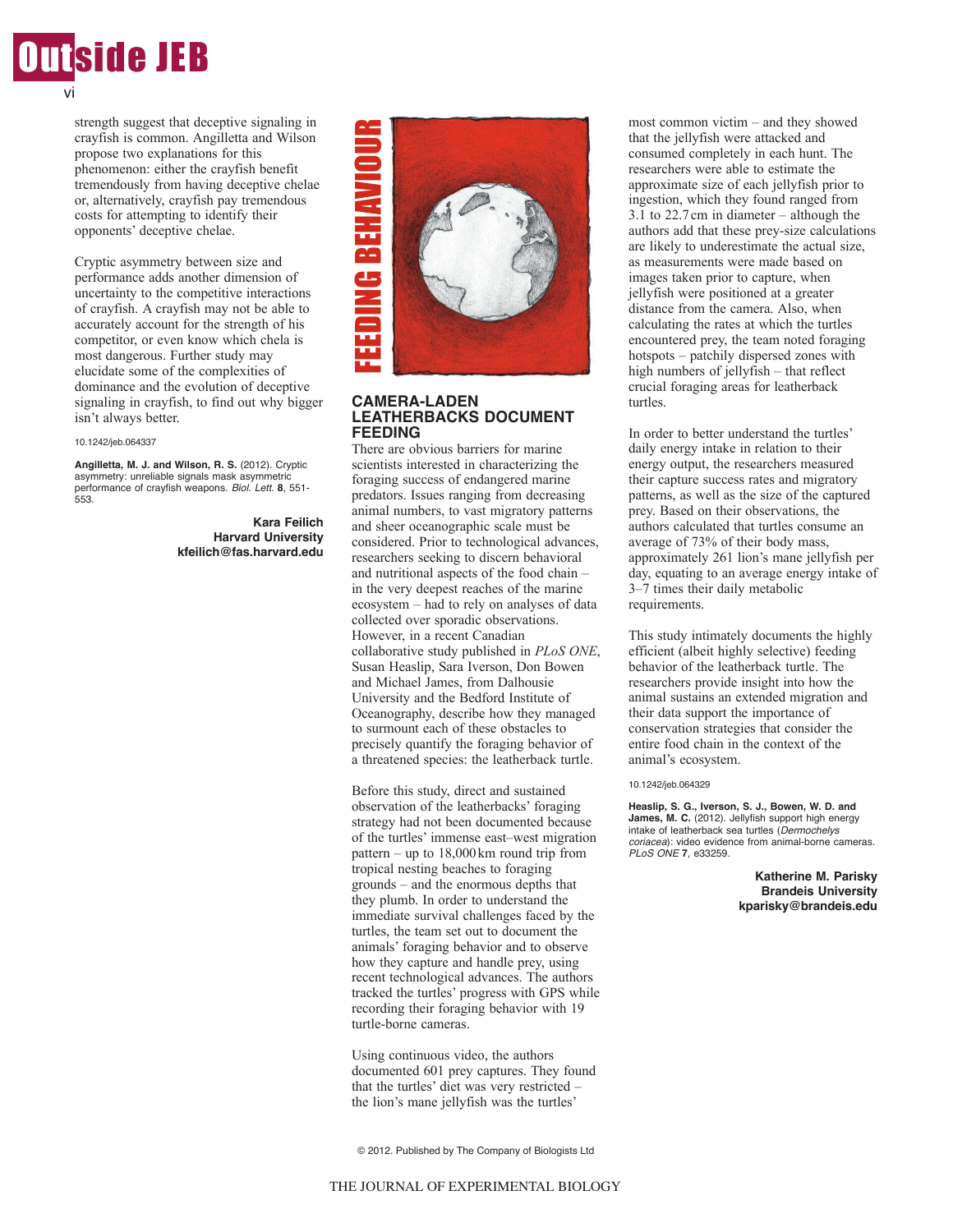strength suggest that deceptive signaling in crayfish is common. Angilletta and Wilson propose two explanations for this phenomenon: either the crayfish benefit tremendously from having deceptive chelae or, alternatively, crayfish pay tremendous costs for attempting to identify their opponents' deceptive chelae.

Cryptic asymmetry between size and performance adds another dimension of uncertainty to the competitive interactions of crayfish. A crayfish may not be able to accurately account for the strength of his competitor, or even know which chela is most dangerous. Further study may elucidate some of the complexities of dominance and the evolution of deceptive signaling in crayfish, to find out why bigger isn't always better.

10.1242/jeb.064337

**Angilletta, M. J. and Wilson, R. S.** (2012). Cryptic asymmetry: unreliable signals mask asymmetric performance of crayfish weapons. *Biol. Lett.* **8**, 551-553.

**Kara Feilich**
**Harvard University**
**kfeilich@fas.harvard.edu**

## FEEDING BEHAVIOUR

### CAMERA-LADEN LEATHERBACKS DOCUMENT FEEDING

There are obvious barriers for marine scientists interested in characterizing the foraging success of endangered marine predators. Issues ranging from decreasing animal numbers, to vast migratory patterns and sheer oceanographic scale must be considered. Prior to technological advances, researchers seeking to discern behavioral and nutritional aspects of the food chain – in the very deepest reaches of the marine ecosystem – had to rely on analyses of data collected over sporadic observations. However, in a recent Canadian collaborative study published in *PLoS ONE*, Susan Heaslip, Sara Iverson, Don Bowen and Michael James, from Dalhousie University and the Bedford Institute of Oceanography, describe how they managed to surmount each of these obstacles to precisely quantify the foraging behavior of a threatened species: the leatherback turtle.

Before this study, direct and sustained observation of the leatherbacks' foraging strategy had not been documented because of the turtles' immense east–west migration pattern – up to 18,000 km round trip from tropical nesting beaches to foraging grounds – and the enormous depths that they plumb. In order to understand the immediate survival challenges faced by the turtles, the team set out to document the animals' foraging behavior and to observe how they capture and handle prey, using recent technological advances. The authors tracked the turtles' progress with GPS while recording their foraging behavior with 19 turtle-borne cameras.

Using continuous video, the authors documented 601 prey captures. They found that the turtles' diet was very restricted – the lion's mane jellyfish was the turtles' most common victim – and they showed that the jellyfish were attacked and consumed completely in each hunt. The researchers were able to estimate the approximate size of each jellyfish prior to ingestion, which they found ranged from 3.1 to 22.7 cm in diameter – although the authors add that these prey-size calculations are likely to underestimate the actual size, as measurements were made based on images taken prior to capture, when jellyfish were positioned at a greater distance from the camera. Also, when calculating the rates at which the turtles encountered prey, the team noted foraging hotspots – patchily dispersed zones with high numbers of jellyfish – that reflect crucial foraging areas for leatherback turtles.

In order to better understand the turtles' daily energy intake in relation to their energy output, the researchers measured their capture success rates and migratory patterns, as well as the size of the captured prey. Based on their observations, the authors calculated that turtles consume an average of 73% of their body mass, approximately 261 lion's mane jellyfish per day, equating to an average energy intake of 3–7 times their daily metabolic requirements.

This study intimately documents the highly efficient (albeit highly selective) feeding behavior of the leatherback turtle. The researchers provide insight into how the animal sustains an extended migration and their data support the importance of conservation strategies that consider the entire food chain in the context of the animal's ecosystem.

10.1242/jeb.064329

**Heaslip, S. G., Iverson, S. J., Bowen, W. D. and James, M. C.** (2012). Jellyfish support high energy intake of leatherback sea turtles (*Dermochelys coriacea*): video evidence from animal-borne cameras. *PLoS ONE* **7**, e33259.

**Katherine M. Parisky**
**Brandeis University**
**kparisky@brandeis.edu**

© 2012. Published by The Company of Biologists Ltd